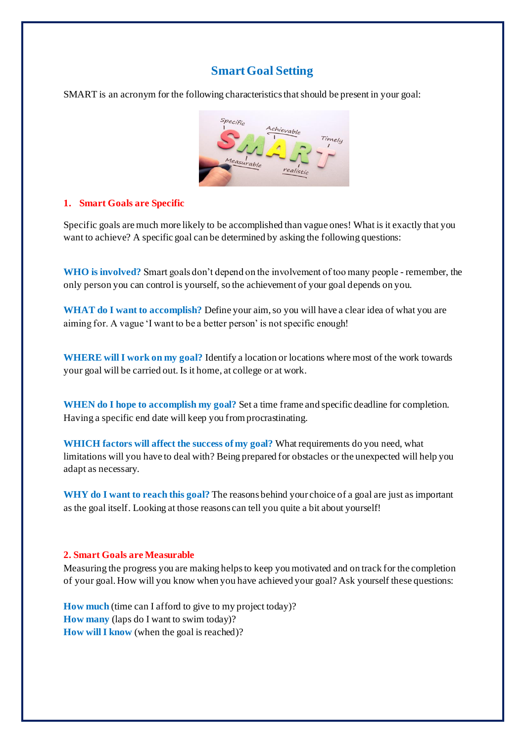# Smart Goal Setting

SMART is an acronym for the following characteristics that should be present in your goal:

## 1. Smart Goals are Specific

Specific goals are much more likely to be accomplished than vague ones! What is it exactly that you want to achieve? A specific goal can be determined by asking the following questions:

**WHO is involved?** Smart goals don't depend on the involvement of too many people - remember, the only person you can control is yourself, so the achievement of your goal depends on you.

**WHAT do I want to accomplish?** Define your aim, so you will have a clear idea of what you are aiming for. A vague 'I want to be a better person' is not specific enough!

**WHERE will I work on my goal?** Identify a location or locations where most of the work towards your goal will be carried out. Is it home, at college or at work.

**WHEN do I hope to accomplish my goal?** Set a time frame and specific deadline for completion. Having a specific end date will keep you from procrastinating.

**WHICH factors will affect the success of my goal?** What requirements do you need, what limitations will you have to deal with? Being prepared for obstacles or the unexpected will help you adapt as necessary.

**WHY do I want to reach this goal?** The reasons behind your choice of a goal are just as important as the goal itself. Looking at those reasons can tell you quite a bit about yourself!

## 2. Smart Goals are Measurable

Measuring the progress you are making helps to keep you motivated and on track for the completion of your goal. How will you know when you have achieved your goal? Ask yourself these questions:

**How much** (time can I afford to give to my project today)?
**How many** (laps do I want to swim today)?
**How will I know** (when the goal is reached)?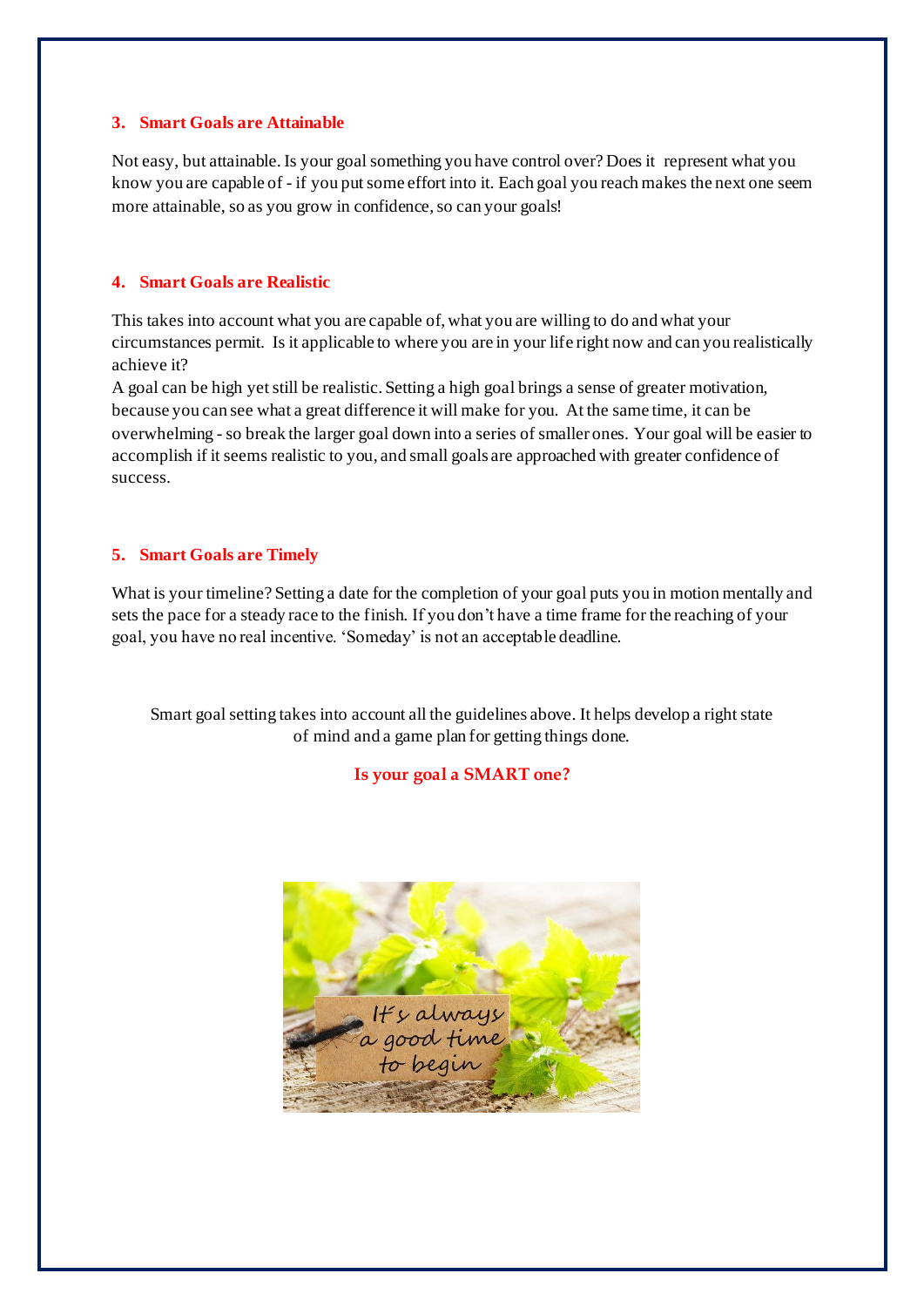### 3. Smart Goals are Attainable

Not easy, but attainable. Is your goal something you have control over? Does it represent what you know you are capable of - if you put some effort into it. Each goal you reach makes the next one seem more attainable, so as you grow in confidence, so can your goals!

### 4. Smart Goals are Realistic

This takes into account what you are capable of, what you are willing to do and what your circumstances permit. Is it applicable to where you are in your life right now and can you realistically achieve it?

A goal can be high yet still be realistic. Setting a high goal brings a sense of greater motivation, because you can see what a great difference it will make for you. At the same time, it can be overwhelming - so break the larger goal down into a series of smaller ones. Your goal will be easier to accomplish if it seems realistic to you, and small goals are approached with greater confidence of success.

### 5. Smart Goals are Timely

What is your timeline? Setting a date for the completion of your goal puts you in motion mentally and sets the pace for a steady race to the finish. If you don't have a time frame for the reaching of your goal, you have no real incentive. 'Someday' is not an acceptable deadline.

Smart goal setting takes into account all the guidelines above. It helps develop a right state of mind and a game plan for getting things done.

**Is your goal a SMART one?**